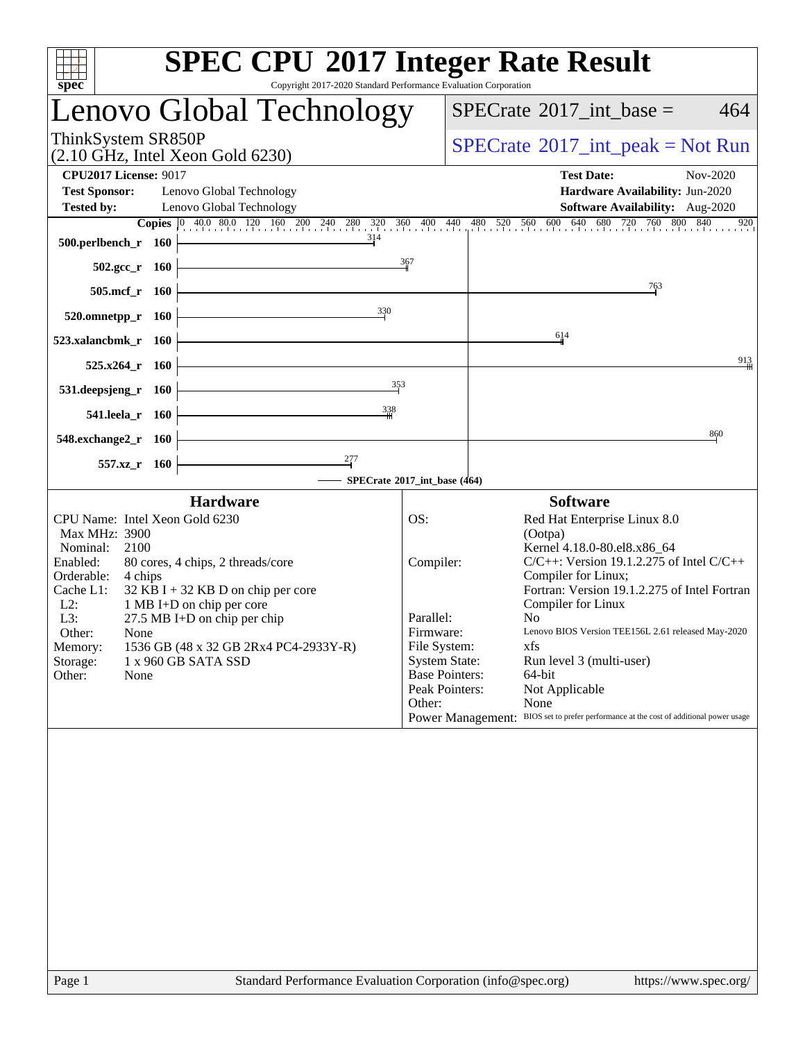# SPEC CPU 2017 Integer Rate Result

Copyright 2017-2020 Standard Performance Evaluation Corporation

## Lenovo Global Technology

ThinkSystem SR850P
(2.10 GHz, Intel Xeon Gold 6230)

SPECrate 2017_int_base = 464

SPECrate 2017_int_peak = Not Run

**CPU2017 License:** 9017
**Test Sponsor:** Lenovo Global Technology
**Tested by:** Lenovo Global Technology

**Test Date:** Nov-2020
**Hardware Availability:** Jun-2020
**Software Availability:** Aug-2020

| Benchmark | Copies | SPECrate 2017_int_base |
|---|---|---|
| 500.perlbench_r | 160 | 314 |
| 502.gcc_r | 160 | 367 |
| 505.mcf_r | 160 | 763 |
| 520.omnetpp_r | 160 | 330 |
| 523.xalancbmk_r | 160 | 614 |
| 525.x264_r | 160 | 913 |
| 531.deepsjeng_r | 160 | 353 |
| 541.leela_r | 160 | 338 |
| 548.exchange2_r | 160 | 860 |
| 557.xz_r | 160 | 277 |

SPECrate 2017_int_base (464)

### Hardware

| | |
|---|---|
| CPU Name: | Intel Xeon Gold 6230 |
| Max MHz: | 3900 |
| Nominal: | 2100 |
| Enabled: | 80 cores, 4 chips, 2 threads/core |
| Orderable: | 4 chips |
| Cache L1: | 32 KB I + 32 KB D on chip per core |
| L2: | 1 MB I+D on chip per core |
| L3: | 27.5 MB I+D on chip per chip |
| Other: | None |
| Memory: | 1536 GB (48 x 32 GB 2Rx4 PC4-2933Y-R) |
| Storage: | 1 x 960 GB SATA SSD |
| Other: | None |

### Software

| | |
|---|---|
| OS: | Red Hat Enterprise Linux 8.0 (Ootpa) Kernel 4.18.0-80.el8.x86_64 |
| Compiler: | C/C++: Version 19.1.2.275 of Intel C/C++ Compiler for Linux; Fortran: Version 19.1.2.275 of Intel Fortran Compiler for Linux |
| Parallel: | No |
| Firmware: | Lenovo BIOS Version TEE156L 2.61 released May-2020 |
| File System: | xfs |
| System State: | Run level 3 (multi-user) |
| Base Pointers: | 64-bit |
| Peak Pointers: | Not Applicable |
| Other: | None |
| Power Management: | BIOS set to prefer performance at the cost of additional power usage |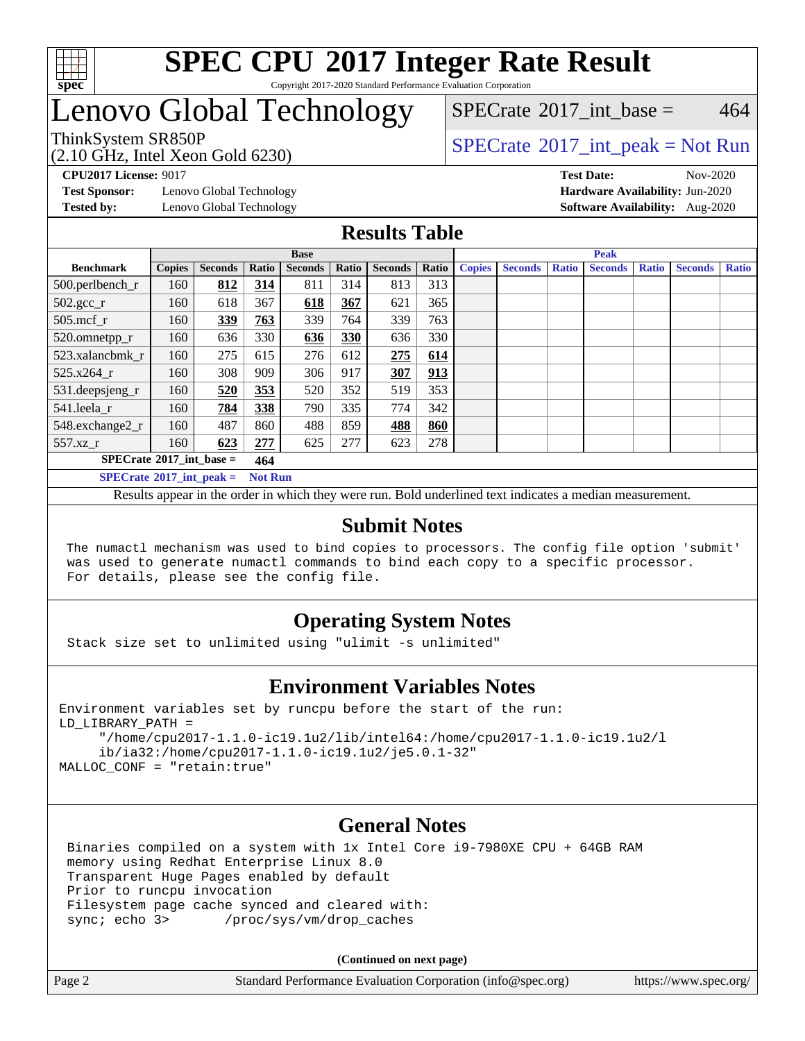# SPEC CPU 2017 Integer Rate Result

Copyright 2017-2020 Standard Performance Evaluation Corporation

## Lenovo Global Technology

ThinkSystem SR850P
(2.10 GHz, Intel Xeon Gold 6230)

SPECrate 2017_int_base = 464

SPECrate 2017_int_peak = Not Run

**CPU2017 License:** 9017
**Test Sponsor:** Lenovo Global Technology
**Tested by:** Lenovo Global Technology

**Test Date:** Nov-2020
**Hardware Availability:** Jun-2020
**Software Availability:** Aug-2020

## Results Table

| Benchmark | Base | | | | | | | Peak | | | | | | |
|---|---|---|---|---|---|---|---|---|---|---|---|---|---|---|
| | Copies | Seconds | Ratio | Seconds | Ratio | Seconds | Ratio | Copies | Seconds | Ratio | Seconds | Ratio | Seconds | Ratio |
| 500.perlbench_r | 160 | **812** | **314** | 811 | 314 | 813 | 313 | | | | | | | |
| 502.gcc_r | 160 | 618 | 367 | **618** | **367** | 621 | 365 | | | | | | | |
| 505.mcf_r | 160 | **339** | **763** | 339 | 764 | 339 | 763 | | | | | | | |
| 520.omnetpp_r | 160 | 636 | 330 | **636** | **330** | 636 | 330 | | | | | | | |
| 523.xalancbmk_r | 160 | 275 | 615 | 276 | 612 | **275** | **614** | | | | | | | |
| 525.x264_r | 160 | 308 | 909 | 306 | 917 | **307** | **913** | | | | | | | |
| 531.deepsjeng_r | 160 | **520** | **353** | 520 | 352 | 519 | 353 | | | | | | | |
| 541.leela_r | 160 | **784** | **338** | 790 | 335 | 774 | 342 | | | | | | | |
| 548.exchange2_r | 160 | 487 | 860 | 488 | 859 | **488** | **860** | | | | | | | |
| 557.xz_r | 160 | **623** | **277** | 625 | 277 | 623 | 278 | | | | | | | |

**SPECrate 2017_int_base = 464**

**SPECrate 2017_int_peak = Not Run**

Results appear in the order in which they were run. Bold underlined text indicates a median measurement.

## Submit Notes

```
The numactl mechanism was used to bind copies to processors. The config file option 'submit'
was used to generate numactl commands to bind each copy to a specific processor.
For details, please see the config file.
```

## Operating System Notes

```
Stack size set to unlimited using "ulimit -s unlimited"
```

## Environment Variables Notes

```
Environment variables set by runcpu before the start of the run:
LD_LIBRARY_PATH =
     "/home/cpu2017-1.1.0-ic19.1u2/lib/intel64:/home/cpu2017-1.1.0-ic19.1u2/l
     ib/ia32:/home/cpu2017-1.1.0-ic19.1u2/je5.0.1-32"
MALLOC_CONF = "retain:true"
```

## General Notes

```
Binaries compiled on a system with 1x Intel Core i9-7980XE CPU + 64GB RAM
memory using Redhat Enterprise Linux 8.0
Transparent Huge Pages enabled by default
Prior to runcpu invocation
Filesystem page cache synced and cleared with:
sync; echo 3>       /proc/sys/vm/drop_caches
```

**(Continued on next page)**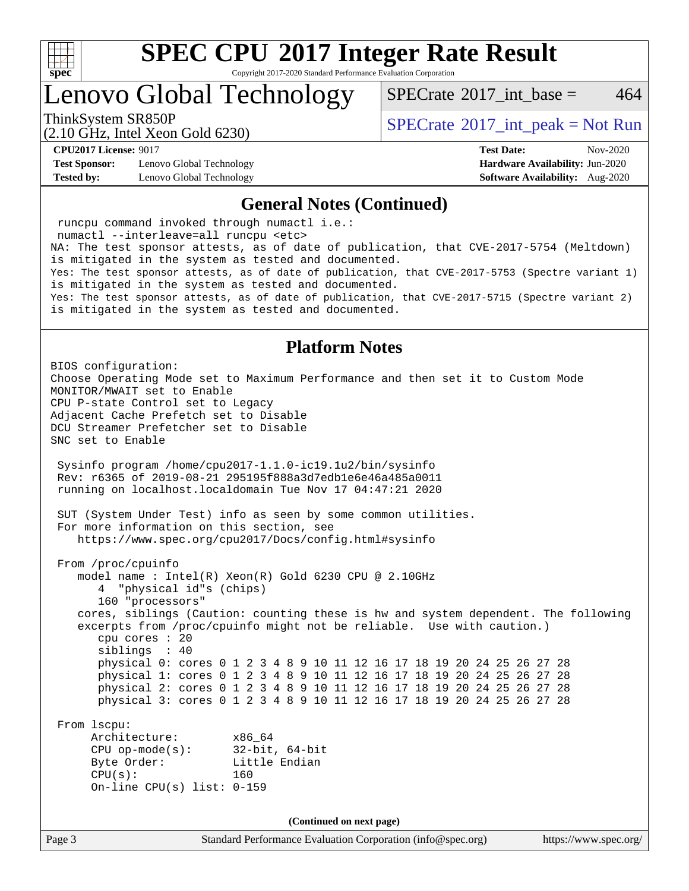# SPEC CPU 2017 Integer Rate Result

Copyright 2017-2020 Standard Performance Evaluation Corporation

## Lenovo Global Technology

ThinkSystem SR850P
(2.10 GHz, Intel Xeon Gold 6230)

SPECrate 2017_int_base = 464

SPECrate 2017_int_peak = Not Run

**CPU2017 License:** 9017
**Test Sponsor:** Lenovo Global Technology
**Tested by:** Lenovo Global Technology

**Test Date:** Nov-2020
**Hardware Availability:** Jun-2020
**Software Availability:** Aug-2020

### General Notes (Continued)

```
 runcpu command invoked through numactl i.e.:
 numactl --interleave=all runcpu <etc>
NA: The test sponsor attests, as of date of publication, that CVE-2017-5754 (Meltdown)
is mitigated in the system as tested and documented.
Yes: The test sponsor attests, as of date of publication, that CVE-2017-5753 (Spectre variant 1)
is mitigated in the system as tested and documented.
Yes: The test sponsor attests, as of date of publication, that CVE-2017-5715 (Spectre variant 2)
is mitigated in the system as tested and documented.
```

### Platform Notes

```
BIOS configuration:
Choose Operating Mode set to Maximum Performance and then set it to Custom Mode
MONITOR/MWAIT set to Enable
CPU P-state Control set to Legacy
Adjacent Cache Prefetch set to Disable
DCU Streamer Prefetcher set to Disable
SNC set to Enable

 Sysinfo program /home/cpu2017-1.1.0-ic19.1u2/bin/sysinfo
 Rev: r6365 of 2019-08-21 295195f888a3d7edb1e6e46a485a0011
 running on localhost.localdomain Tue Nov 17 04:47:21 2020

 SUT (System Under Test) info as seen by some common utilities.
 For more information on this section, see
    https://www.spec.org/cpu2017/Docs/config.html#sysinfo

 From /proc/cpuinfo
    model name : Intel(R) Xeon(R) Gold 6230 CPU @ 2.10GHz
       4  "physical id"s (chips)
       160 "processors"
    cores, siblings (Caution: counting these is hw and system dependent. The following
    excerpts from /proc/cpuinfo might not be reliable.  Use with caution.)
       cpu cores : 20
       siblings  : 40
       physical 0: cores 0 1 2 3 4 8 9 10 11 12 16 17 18 19 20 24 25 26 27 28
       physical 1: cores 0 1 2 3 4 8 9 10 11 12 16 17 18 19 20 24 25 26 27 28
       physical 2: cores 0 1 2 3 4 8 9 10 11 12 16 17 18 19 20 24 25 26 27 28
       physical 3: cores 0 1 2 3 4 8 9 10 11 12 16 17 18 19 20 24 25 26 27 28

 From lscpu:
      Architecture:        x86_64
      CPU op-mode(s):      32-bit, 64-bit
      Byte Order:          Little Endian
      CPU(s):              160
      On-line CPU(s) list: 0-159
```

(Continued on next page)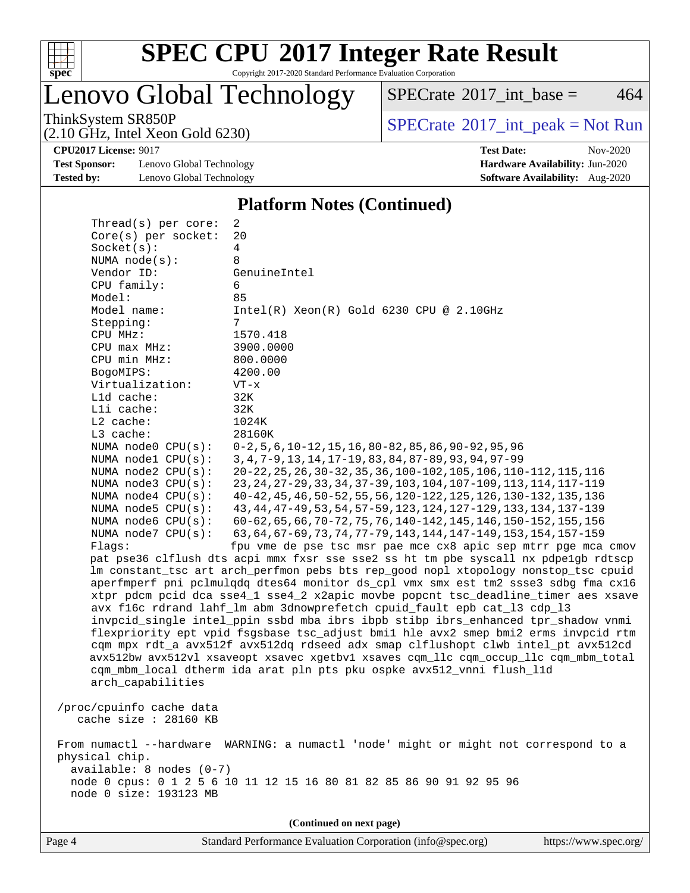## Platform Notes (Continued)

```
    Thread(s) per core:  2
    Core(s) per socket:  20
    Socket(s):           4
    NUMA node(s):        8
    Vendor ID:           GenuineIntel
    CPU family:          6
    Model:               85
    Model name:          Intel(R) Xeon(R) Gold 6230 CPU @ 2.10GHz
    Stepping:            7
    CPU MHz:             1570.418
    CPU max MHz:         3900.0000
    CPU min MHz:         800.0000
    BogoMIPS:            4200.00
    Virtualization:      VT-x
    L1d cache:           32K
    L1i cache:           32K
    L2 cache:            1024K
    L3 cache:            28160K
    NUMA node0 CPU(s):   0-2,5,6,10-12,15,16,80-82,85,86,90-92,95,96
    NUMA node1 CPU(s):   3,4,7-9,13,14,17-19,83,84,87-89,93,94,97-99
    NUMA node2 CPU(s):   20-22,25,26,30-32,35,36,100-102,105,106,110-112,115,116
    NUMA node3 CPU(s):   23,24,27-29,33,34,37-39,103,104,107-109,113,114,117-119
    NUMA node4 CPU(s):   40-42,45,46,50-52,55,56,120-122,125,126,130-132,135,136
    NUMA node5 CPU(s):   43,44,47-49,53,54,57-59,123,124,127-129,133,134,137-139
    NUMA node6 CPU(s):   60-62,65,66,70-72,75,76,140-142,145,146,150-152,155,156
    NUMA node7 CPU(s):   63,64,67-69,73,74,77-79,143,144,147-149,153,154,157-159
    Flags:               fpu vme de pse tsc msr pae mce cx8 apic sep mtrr pge mca cmov
    pat pse36 clflush dts acpi mmx fxsr sse sse2 ss ht tm pbe syscall nx pdpe1gb rdtscp
    lm constant_tsc art arch_perfmon pebs bts rep_good nopl xtopology nonstop_tsc cpuid
    aperfmperf pni pclmulqdq dtes64 monitor ds_cpl vmx smx est tm2 ssse3 sdbg fma cx16
    xtpr pdcm pcid dca sse4_1 sse4_2 x2apic movbe popcnt tsc_deadline_timer aes xsave
    avx f16c rdrand lahf_lm abm 3dnowprefetch cpuid_fault epb cat_l3 cdp_l3
    invpcid_single intel_ppin ssbd mba ibrs ibpb stibp ibrs_enhanced tpr_shadow vnmi
    flexpriority ept vpid fsgsbase tsc_adjust bmi1 hle avx2 smep bmi2 erms invpcid rtm
    cqm mpx rdt_a avx512f avx512dq rdseed adx smap clflushopt clwb intel_pt avx512cd
    avx512bw avx512vl xsaveopt xsavec xgetbv1 xsaves cqm_llc cqm_occup_llc cqm_mbm_total
    cqm_mbm_local dtherm ida arat pln pts pku ospke avx512_vnni flush_l1d
    arch_capabilities

/proc/cpuinfo cache data
   cache size : 28160 KB

From numactl --hardware  WARNING: a numactl 'node' might or might not correspond to a
physical chip.
  available: 8 nodes (0-7)
  node 0 cpus: 0 1 2 5 6 10 11 12 15 16 80 81 82 85 86 90 91 92 95 96
  node 0 size: 193123 MB
```

(Continued on next page)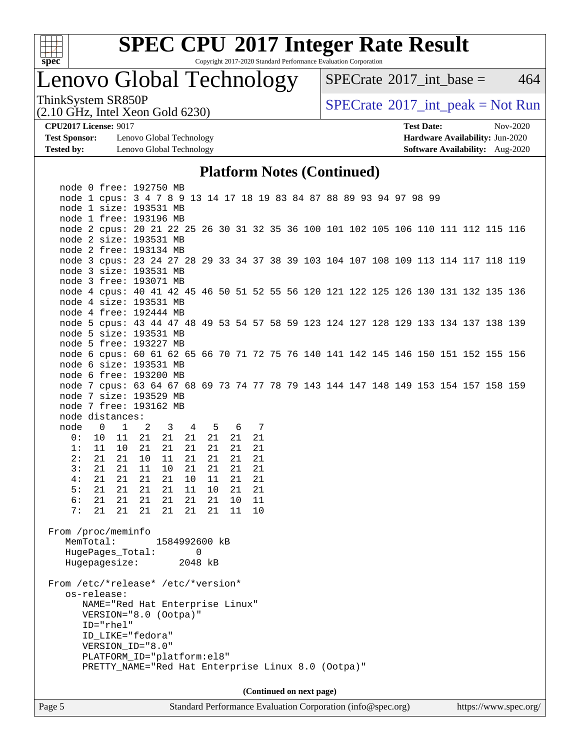## Platform Notes (Continued)

```
    node 0 free: 192750 MB
    node 1 cpus: 3 4 7 8 9 13 14 17 18 19 83 84 87 88 89 93 94 97 98 99
    node 1 size: 193531 MB
    node 1 free: 193196 MB
    node 2 cpus: 20 21 22 25 26 30 31 32 35 36 100 101 102 105 106 110 111 112 115 116
    node 2 size: 193531 MB
    node 2 free: 193134 MB
    node 3 cpus: 23 24 27 28 29 33 34 37 38 39 103 104 107 108 109 113 114 117 118 119
    node 3 size: 193531 MB
    node 3 free: 193071 MB
    node 4 cpus: 40 41 42 45 46 50 51 52 55 56 120 121 122 125 126 130 131 132 135 136
    node 4 size: 193531 MB
    node 4 free: 192444 MB
    node 5 cpus: 43 44 47 48 49 53 54 57 58 59 123 124 127 128 129 133 134 137 138 139
    node 5 size: 193531 MB
    node 5 free: 193227 MB
    node 6 cpus: 60 61 62 65 66 70 71 72 75 76 140 141 142 145 146 150 151 152 155 156
    node 6 size: 193531 MB
    node 6 free: 193200 MB
    node 7 cpus: 63 64 67 68 69 73 74 77 78 79 143 144 147 148 149 153 154 157 158 159
    node 7 size: 193529 MB
    node 7 free: 193162 MB
    node distances:
    node   0   1   2   3   4   5   6   7
      0:  10  11  21  21  21  21  21  21
      1:  11  10  21  21  21  21  21  21
      2:  21  21  10  11  21  21  21  21
      3:  21  21  11  10  21  21  21  21
      4:  21  21  21  21  10  11  21  21
      5:  21  21  21  21  11  10  21  21
      6:  21  21  21  21  21  21  10  11
      7:  21  21  21  21  21  21  11  10

 From /proc/meminfo
    MemTotal:       1584992600 kB
    HugePages_Total:       0
    Hugepagesize:       2048 kB

 From /etc/*release* /etc/*version*
    os-release:
       NAME="Red Hat Enterprise Linux"
       VERSION="8.0 (Ootpa)"
       ID="rhel"
       ID_LIKE="fedora"
       VERSION_ID="8.0"
       PLATFORM_ID="platform:el8"
       PRETTY_NAME="Red Hat Enterprise Linux 8.0 (Ootpa)"
```

(Continued on next page)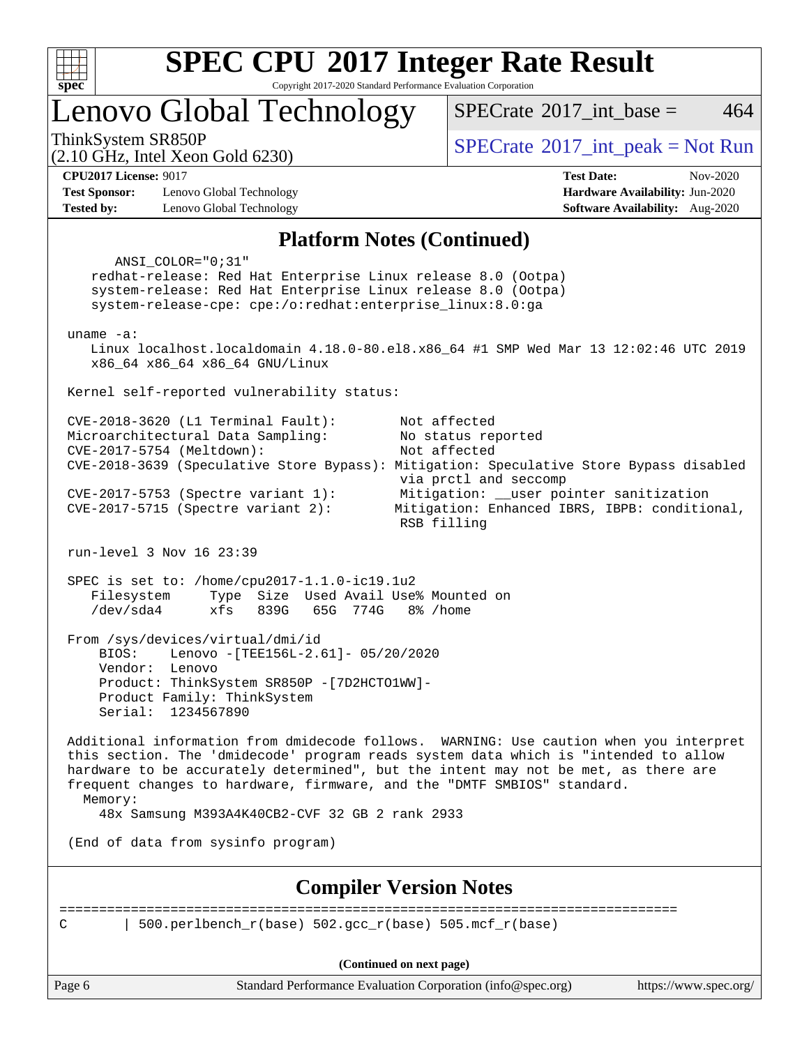## Platform Notes (Continued)

```
      ANSI_COLOR="0;31"
    redhat-release: Red Hat Enterprise Linux release 8.0 (Ootpa)
    system-release: Red Hat Enterprise Linux release 8.0 (Ootpa)
    system-release-cpe: cpe:/o:redhat:enterprise_linux:8.0:ga

 uname -a:
    Linux localhost.localdomain 4.18.0-80.el8.x86_64 #1 SMP Wed Mar 13 12:02:46 UTC 2019
    x86_64 x86_64 x86_64 GNU/Linux

 Kernel self-reported vulnerability status:

 CVE-2018-3620 (L1 Terminal Fault):        Not affected
 Microarchitectural Data Sampling:          No status reported
 CVE-2017-5754 (Meltdown):                  Not affected
 CVE-2018-3639 (Speculative Store Bypass): Mitigation: Speculative Store Bypass disabled
                                            via prctl and seccomp
 CVE-2017-5753 (Spectre variant 1):         Mitigation: __user pointer sanitization
 CVE-2017-5715 (Spectre variant 2):        Mitigation: Enhanced IBRS, IBPB: conditional,
                                            RSB filling

 run-level 3 Nov 16 23:39

 SPEC is set to: /home/cpu2017-1.1.0-ic19.1u2
    Filesystem     Type  Size  Used Avail Use% Mounted on
    /dev/sda4      xfs   839G   65G  774G   8% /home

 From /sys/devices/virtual/dmi/id
     BIOS:    Lenovo -[TEE156L-2.61]- 05/20/2020
     Vendor:  Lenovo
     Product: ThinkSystem SR850P -[7D2HCTO1WW]-
     Product Family: ThinkSystem
     Serial:  1234567890

 Additional information from dmidecode follows.  WARNING: Use caution when you interpret
 this section. The 'dmidecode' program reads system data which is "intended to allow
 hardware to be accurately determined", but the intent may not be met, as there are
 frequent changes to hardware, firmware, and the "DMTF SMBIOS" standard.
   Memory:
     48x Samsung M393A4K40CB2-CVF 32 GB 2 rank 2933

 (End of data from sysinfo program)
```

## Compiler Version Notes

```
==============================================================================
C       | 500.perlbench_r(base) 502.gcc_r(base) 505.mcf_r(base)
```

(Continued on next page)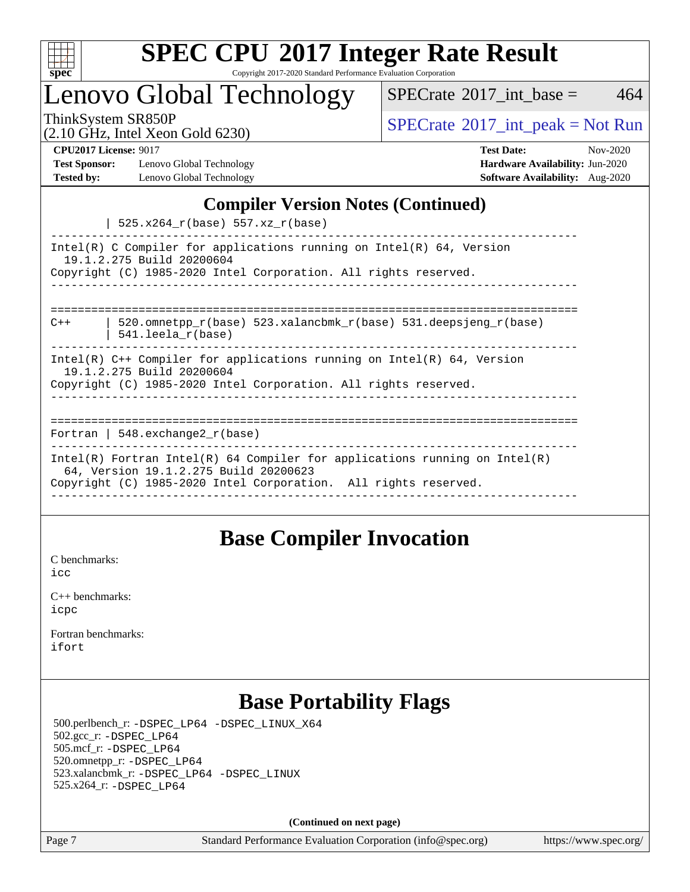# SPEC CPU 2017 Integer Rate Result

Copyright 2017-2020 Standard Performance Evaluation Corporation

## Lenovo Global Technology

ThinkSystem SR850P
(2.10 GHz, Intel Xeon Gold 6230)

SPECrate 2017_int_base = 464

SPECrate 2017_int_peak = Not Run

**CPU2017 License:** 9017
**Test Sponsor:** Lenovo Global Technology
**Tested by:** Lenovo Global Technology

**Test Date:** Nov-2020
**Hardware Availability:** Jun-2020
**Software Availability:** Aug-2020

## Compiler Version Notes (Continued)

```
        | 525.x264_r(base) 557.xz_r(base)
------------------------------------------------------------------------------
Intel(R) C Compiler for applications running on Intel(R) 64, Version
  19.1.2.275 Build 20200604
Copyright (C) 1985-2020 Intel Corporation. All rights reserved.
------------------------------------------------------------------------------

==============================================================================
C++     | 520.omnetpp_r(base) 523.xalancbmk_r(base) 531.deepsjeng_r(base)
        | 541.leela_r(base)
------------------------------------------------------------------------------
Intel(R) C++ Compiler for applications running on Intel(R) 64, Version
  19.1.2.275 Build 20200604
Copyright (C) 1985-2020 Intel Corporation. All rights reserved.
------------------------------------------------------------------------------

==============================================================================
Fortran | 548.exchange2_r(base)
------------------------------------------------------------------------------
Intel(R) Fortran Intel(R) 64 Compiler for applications running on Intel(R)
  64, Version 19.1.2.275 Build 20200623
Copyright (C) 1985-2020 Intel Corporation.  All rights reserved.
------------------------------------------------------------------------------
```

## Base Compiler Invocation

C benchmarks:
icc

C++ benchmarks:
icpc

Fortran benchmarks:
ifort

## Base Portability Flags

500.perlbench_r: -DSPEC_LP64 -DSPEC_LINUX_X64
502.gcc_r: -DSPEC_LP64
505.mcf_r: -DSPEC_LP64
520.omnetpp_r: -DSPEC_LP64
523.xalancbmk_r: -DSPEC_LP64 -DSPEC_LINUX
525.x264_r: -DSPEC_LP64

**(Continued on next page)**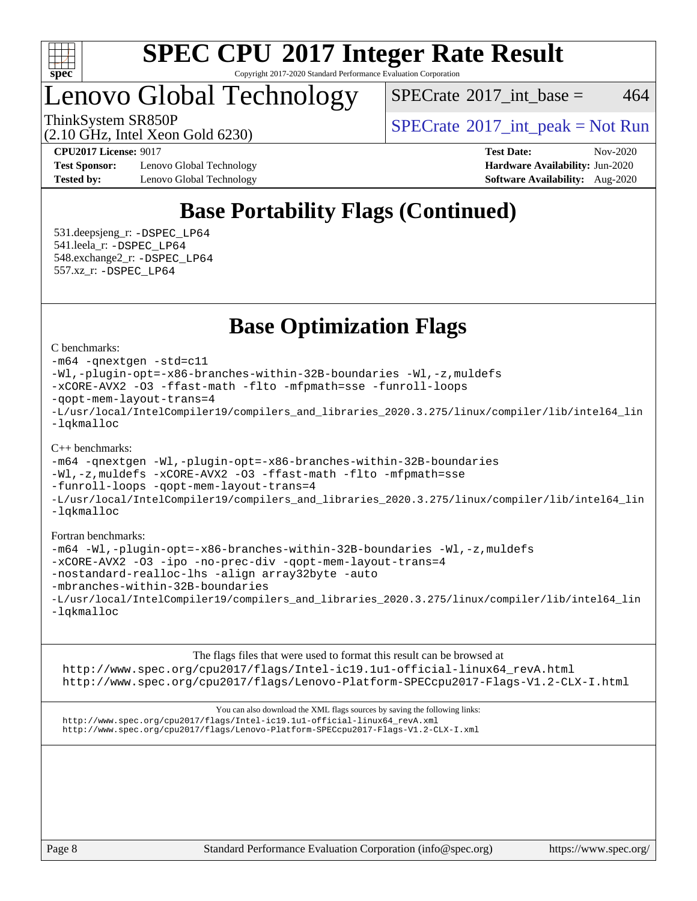## Base Portability Flags (Continued)

531.deepsjeng_r: -DSPEC_LP64
541.leela_r: -DSPEC_LP64
548.exchange2_r: -DSPEC_LP64
557.xz_r: -DSPEC_LP64

## Base Optimization Flags

C benchmarks:

```
-m64 -qnextgen -std=c11
-Wl,-plugin-opt=-x86-branches-within-32B-boundaries -Wl,-z,muldefs
-xCORE-AVX2 -O3 -ffast-math -flto -mfpmath=sse -funroll-loops
-qopt-mem-layout-trans=4
-L/usr/local/IntelCompiler19/compilers_and_libraries_2020.3.275/linux/compiler/lib/intel64_lin
-lqkmalloc
```

C++ benchmarks:

```
-m64 -qnextgen -Wl,-plugin-opt=-x86-branches-within-32B-boundaries
-Wl,-z,muldefs -xCORE-AVX2 -O3 -ffast-math -flto -mfpmath=sse
-funroll-loops -qopt-mem-layout-trans=4
-L/usr/local/IntelCompiler19/compilers_and_libraries_2020.3.275/linux/compiler/lib/intel64_lin
-lqkmalloc
```

Fortran benchmarks:

```
-m64 -Wl,-plugin-opt=-x86-branches-within-32B-boundaries -Wl,-z,muldefs
-xCORE-AVX2 -O3 -ipo -no-prec-div -qopt-mem-layout-trans=4
-nostandard-realloc-lhs -align array32byte -auto
-mbranches-within-32B-boundaries
-L/usr/local/IntelCompiler19/compilers_and_libraries_2020.3.275/linux/compiler/lib/intel64_lin
-lqkmalloc
```

The flags files that were used to format this result can be browsed at
http://www.spec.org/cpu2017/flags/Intel-ic19.1u1-official-linux64_revA.html
http://www.spec.org/cpu2017/flags/Lenovo-Platform-SPECcpu2017-Flags-V1.2-CLX-I.html

You can also download the XML flags sources by saving the following links:
http://www.spec.org/cpu2017/flags/Intel-ic19.1u1-official-linux64_revA.xml
http://www.spec.org/cpu2017/flags/Lenovo-Platform-SPECcpu2017-Flags-V1.2-CLX-I.xml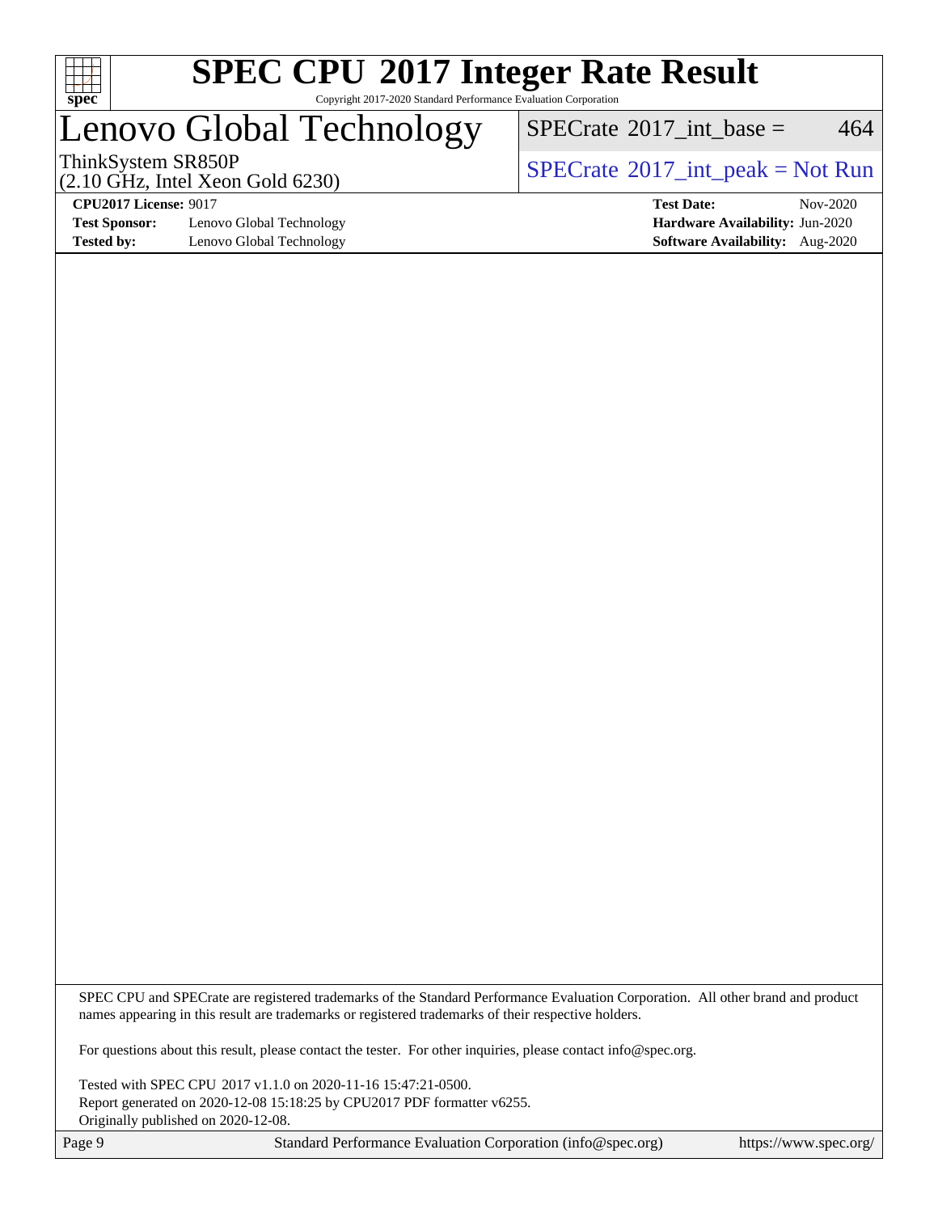SPEC CPU and SPECrate are registered trademarks of the Standard Performance Evaluation Corporation. All other brand and product names appearing in this result are trademarks or registered trademarks of their respective holders.

For questions about this result, please contact the tester. For other inquiries, please contact info@spec.org.

Tested with SPEC CPU 2017 v1.1.0 on 2020-11-16 15:47:21-0500.
Report generated on 2020-12-08 15:18:25 by CPU2017 PDF formatter v6255.
Originally published on 2020-12-08.